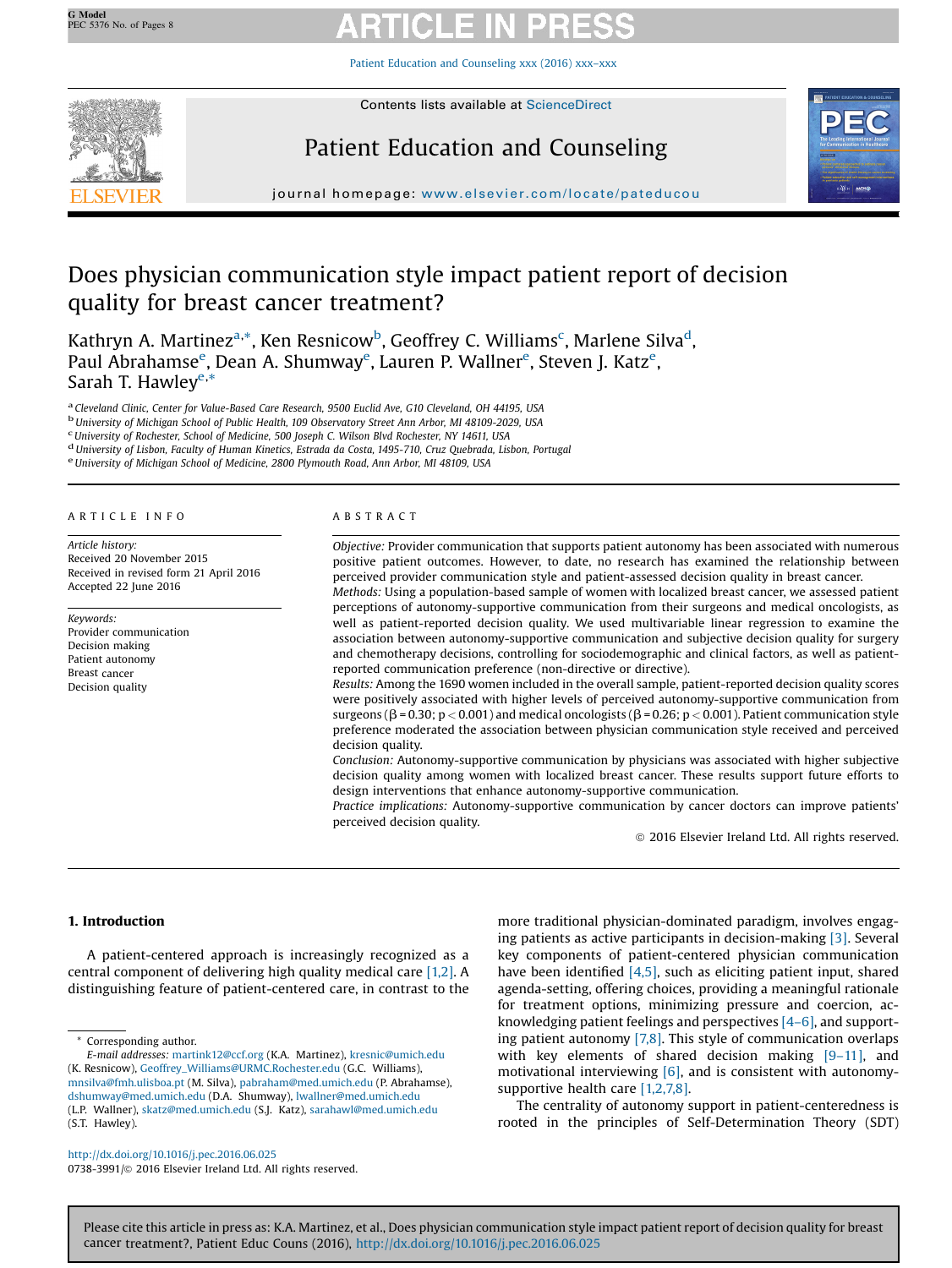# Does physician communication style impact patient report of decision quality for breast cancer treatment?

Kathryn A. Martinez[a,*], Ken Resnicow[b], Geoffrey C. Williams[c], Marlene Silva[d], Paul Abrahamse[e], Dean A. Shumway[e], Lauren P. Wallner[e], Steven J. Katz[e], Sarah T. Hawley[e,*]

[a] Cleveland Clinic, Center for Value-Based Care Research, 9500 Euclid Ave, G10 Cleveland, OH 44195, USA
[b] University of Michigan School of Public Health, 109 Observatory Street Ann Arbor, MI 48109-2029, USA
[c] University of Rochester, School of Medicine, 500 Joseph C. Wilson Blvd Rochester, NY 14611, USA
[d] University of Lisbon, Faculty of Human Kinetics, Estrada da Costa, 1495-710, Cruz Quebrada, Lisbon, Portugal
[e] University of Michigan School of Medicine, 2800 Plymouth Road, Ann Arbor, MI 48109, USA

## ARTICLE INFO

*Article history:*
Received 20 November 2015
Received in revised form 21 April 2016
Accepted 22 June 2016

*Keywords:*
Provider communication
Decision making
Patient autonomy
Breast cancer
Decision quality

## ABSTRACT

*Objective:* Provider communication that supports patient autonomy has been associated with numerous positive patient outcomes. However, to date, no research has examined the relationship between perceived provider communication style and patient-assessed decision quality in breast cancer.

*Methods:* Using a population-based sample of women with localized breast cancer, we assessed patient perceptions of autonomy-supportive communication from their surgeons and medical oncologists, as well as patient-reported decision quality. We used multivariable linear regression to examine the association between autonomy-supportive communication and subjective decision quality for surgery and chemotherapy decisions, controlling for sociodemographic and clinical factors, as well as patient-reported communication preference (non-directive or directive).

*Results:* Among the 1690 women included in the overall sample, patient-reported decision quality scores were positively associated with higher levels of perceived autonomy-supportive communication from surgeons ($\beta = 0.30$; $p < 0.001$) and medical oncologists ($\beta = 0.26$; $p < 0.001$). Patient communication style preference moderated the association between physician communication style received and perceived decision quality.

*Conclusion:* Autonomy-supportive communication by physicians was associated with higher subjective decision quality among women with localized breast cancer. These results support future efforts to design interventions that enhance autonomy-supportive communication.

*Practice implications:* Autonomy-supportive communication by cancer doctors can improve patients' perceived decision quality.

© 2016 Elsevier Ireland Ltd. All rights reserved.

## 1. Introduction

A patient-centered approach is increasingly recognized as a central component of delivering high quality medical care [1,2]. A distinguishing feature of patient-centered care, in contrast to the more traditional physician-dominated paradigm, involves engaging patients as active participants in decision-making [3]. Several key components of patient-centered physician communication have been identified [4,5], such as eliciting patient input, shared agenda-setting, offering choices, providing a meaningful rationale for treatment options, minimizing pressure and coercion, acknowledging patient feelings and perspectives [4–6], and supporting patient autonomy [7,8]. This style of communication overlaps with key elements of shared decision making [9–11], and motivational interviewing [6], and is consistent with autonomy-supportive health care [1,2,7,8].

The centrality of autonomy support in patient-centeredness is rooted in the principles of Self-Determination Theory (SDT)

\* Corresponding author.
*E-mail addresses:* martink12@ccf.org (K.A. Martinez), kresnic@umich.edu (K. Resnicow), Geoffrey_Williams@URMC.Rochester.edu (G.C. Williams), mnsilva@fmh.ulisboa.pt (M. Silva), pabraham@med.umich.edu (P. Abrahamse), dshumway@med.umich.edu (D.A. Shumway), lwallner@med.umich.edu (L.P. Wallner), skatz@med.umich.edu (S.J. Katz), sarahawl@med.umich.edu (S.T. Hawley).

http://dx.doi.org/10.1016/j.pec.2016.06.025
0738-3991/© 2016 Elsevier Ireland Ltd. All rights reserved.

Please cite this article in press as: K.A. Martinez, et al., Does physician communication style impact patient report of decision quality for breast cancer treatment?, Patient Educ Couns (2016), http://dx.doi.org/10.1016/j.pec.2016.06.025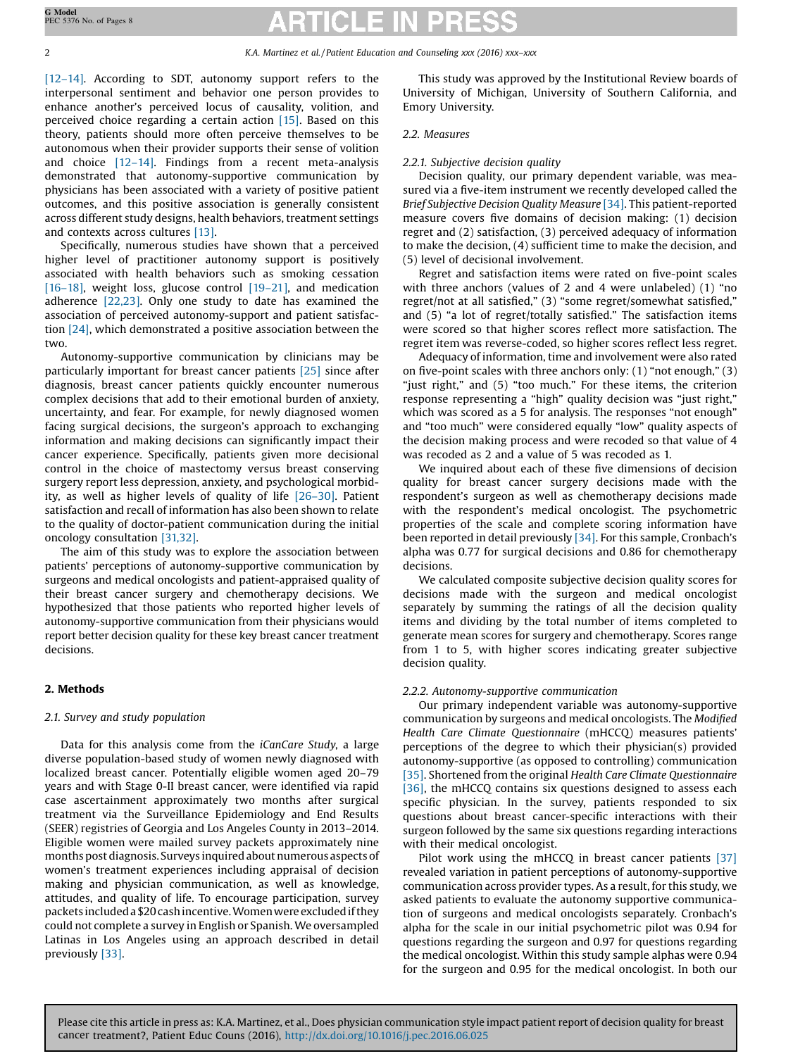[12–14]. According to SDT, autonomy support refers to the interpersonal sentiment and behavior one person provides to enhance another's perceived locus of causality, volition, and perceived choice regarding a certain action [15]. Based on this theory, patients should more often perceive themselves to be autonomous when their provider supports their sense of volition and choice [12–14]. Findings from a recent meta-analysis demonstrated that autonomy-supportive communication by physicians has been associated with a variety of positive patient outcomes, and this positive association is generally consistent across different study designs, health behaviors, treatment settings and contexts across cultures [13].

Specifically, numerous studies have shown that a perceived higher level of practitioner autonomy support is positively associated with health behaviors such as smoking cessation [16–18], weight loss, glucose control [19–21], and medication adherence [22,23]. Only one study to date has examined the association of perceived autonomy-support and patient satisfaction [24], which demonstrated a positive association between the two.

Autonomy-supportive communication by clinicians may be particularly important for breast cancer patients [25] since after diagnosis, breast cancer patients quickly encounter numerous complex decisions that add to their emotional burden of anxiety, uncertainty, and fear. For example, for newly diagnosed women facing surgical decisions, the surgeon's approach to exchanging information and making decisions can significantly impact their cancer experience. Specifically, patients given more decisional control in the choice of mastectomy versus breast conserving surgery report less depression, anxiety, and psychological morbidity, as well as higher levels of quality of life [26–30]. Patient satisfaction and recall of information has also been shown to relate to the quality of doctor-patient communication during the initial oncology consultation [31,32].

The aim of this study was to explore the association between patients' perceptions of autonomy-supportive communication by surgeons and medical oncologists and patient-appraised quality of their breast cancer surgery and chemotherapy decisions. We hypothesized that those patients who reported higher levels of autonomy-supportive communication from their physicians would report better decision quality for these key breast cancer treatment decisions.

## 2. Methods

### 2.1. Survey and study population

Data for this analysis come from the *iCanCare Study*, a large diverse population-based study of women newly diagnosed with localized breast cancer. Potentially eligible women aged 20–79 years and with Stage 0-II breast cancer, were identified via rapid case ascertainment approximately two months after surgical treatment via the Surveillance Epidemiology and End Results (SEER) registries of Georgia and Los Angeles County in 2013–2014. Eligible women were mailed survey packets approximately nine months post diagnosis. Surveys inquired about numerous aspects of women's treatment experiences including appraisal of decision making and physician communication, as well as knowledge, attitudes, and quality of life. To encourage participation, survey packets included a $20 cash incentive. Women were excluded if they could not complete a survey in English or Spanish. We oversampled Latinas in Los Angeles using an approach described in detail previously [33].

This study was approved by the Institutional Review boards of University of Michigan, University of Southern California, and Emory University.

### 2.2. Measures

#### 2.2.1. Subjective decision quality

Decision quality, our primary dependent variable, was measured via a five-item instrument we recently developed called the *Brief Subjective Decision Quality Measure* [34]. This patient-reported measure covers five domains of decision making: (1) decision regret and (2) satisfaction, (3) perceived adequacy of information to make the decision, (4) sufficient time to make the decision, and (5) level of decisional involvement.

Regret and satisfaction items were rated on five-point scales with three anchors (values of 2 and 4 were unlabeled) (1) "no regret/not at all satisfied," (3) "some regret/somewhat satisfied," and (5) "a lot of regret/totally satisfied." The satisfaction items were scored so that higher scores reflect more satisfaction. The regret item was reverse-coded, so higher scores reflect less regret.

Adequacy of information, time and involvement were also rated on five-point scales with three anchors only: (1) "not enough," (3) "just right," and (5) "too much." For these items, the criterion response representing a "high" quality decision was "just right," which was scored as a 5 for analysis. The responses "not enough" and "too much" were considered equally "low" quality aspects of the decision making process and were recoded so that value of 4 was recoded as 2 and a value of 5 was recoded as 1.

We inquired about each of these five dimensions of decision quality for breast cancer surgery decisions made with the respondent's surgeon as well as chemotherapy decisions made with the respondent's medical oncologist. The psychometric properties of the scale and complete scoring information have been reported in detail previously [34]. For this sample, Cronbach's alpha was 0.77 for surgical decisions and 0.86 for chemotherapy decisions.

We calculated composite subjective decision quality scores for decisions made with the surgeon and medical oncologist separately by summing the ratings of all the decision quality items and dividing by the total number of items completed to generate mean scores for surgery and chemotherapy. Scores range from 1 to 5, with higher scores indicating greater subjective decision quality.

#### 2.2.2. Autonomy-supportive communication

Our primary independent variable was autonomy-supportive communication by surgeons and medical oncologists. The *Modified Health Care Climate Questionnaire* (mHCCQ) measures patients' perceptions of the degree to which their physician(s) provided autonomy-supportive (as opposed to controlling) communication [35]. Shortened from the original *Health Care Climate Questionnaire* [36], the mHCCQ contains six questions designed to assess each specific physician. In the survey, patients responded to six questions about breast cancer-specific interactions with their surgeon followed by the same six questions regarding interactions with their medical oncologist.

Pilot work using the mHCCQ in breast cancer patients [37] revealed variation in patient perceptions of autonomy-supportive communication across provider types. As a result, for this study, we asked patients to evaluate the autonomy supportive communication of surgeons and medical oncologists separately. Cronbach's alpha for the scale in our initial psychometric pilot was 0.94 for questions regarding the surgeon and 0.97 for questions regarding the medical oncologist. Within this study sample alphas were 0.94 for the surgeon and 0.95 for the medical oncologist. In both our

Please cite this article in press as: K.A. Martinez, et al., Does physician communication style impact patient report of decision quality for breast cancer treatment?, Patient Educ Couns (2016), http://dx.doi.org/10.1016/j.pec.2016.06.025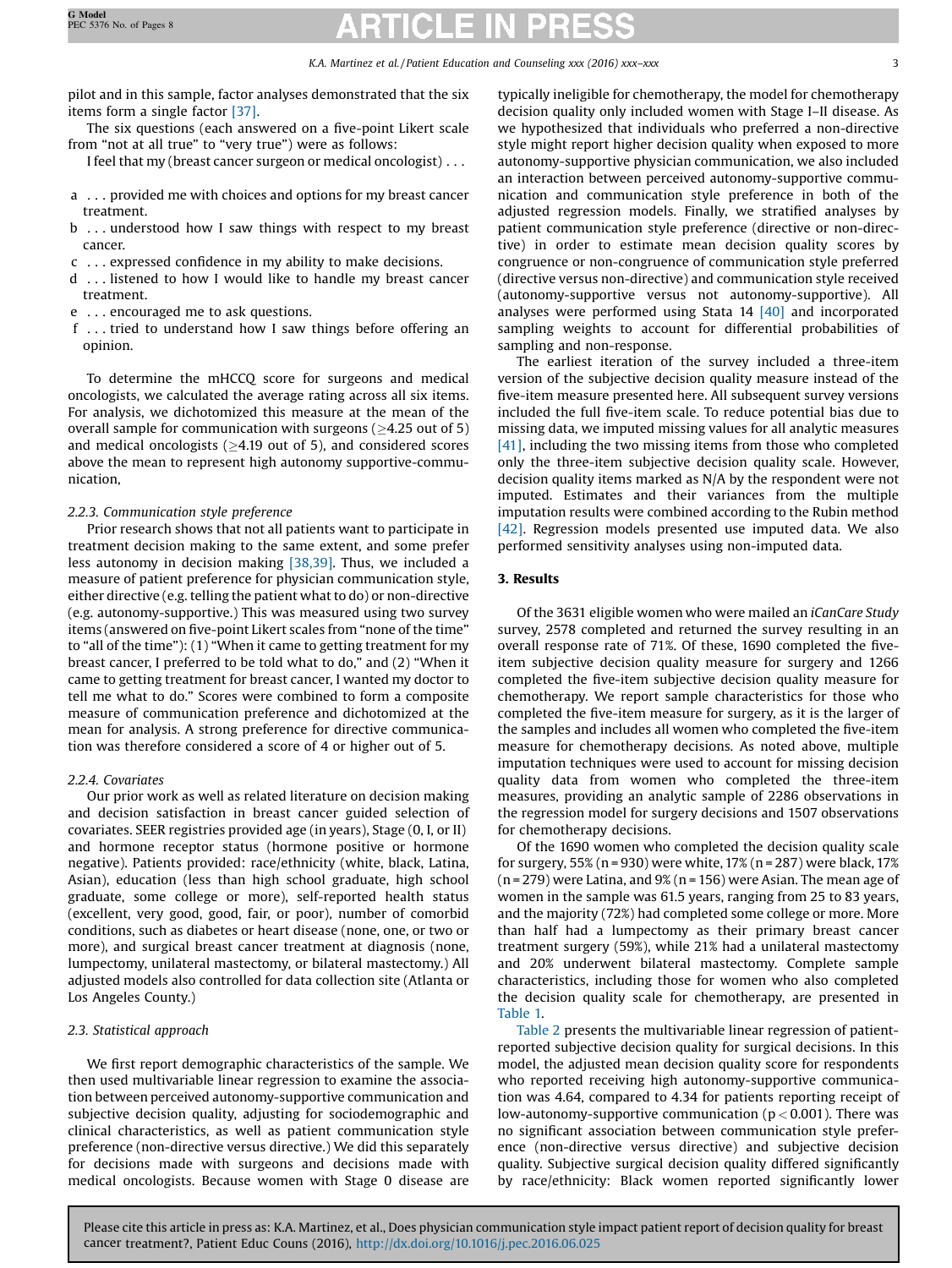pilot and in this sample, factor analyses demonstrated that the six items form a single factor [37].

The six questions (each answered on a five-point Likert scale from "not at all true" to "very true") were as follows:

I feel that my (breast cancer surgeon or medical oncologist) . . .

a . . . provided me with choices and options for my breast cancer treatment.
b . . . understood how I saw things with respect to my breast cancer.
c . . . expressed confidence in my ability to make decisions.
d . . . listened to how I would like to handle my breast cancer treatment.
e . . . encouraged me to ask questions.
f . . . tried to understand how I saw things before offering an opinion.

To determine the mHCCQ score for surgeons and medical oncologists, we calculated the average rating across all six items. For analysis, we dichotomized this measure at the mean of the overall sample for communication with surgeons (≥4.25 out of 5) and medical oncologists (≥4.19 out of 5), and considered scores above the mean to represent high autonomy supportive-communication,

### 2.2.3. Communication style preference

Prior research shows that not all patients want to participate in treatment decision making to the same extent, and some prefer less autonomy in decision making [38,39]. Thus, we included a measure of patient preference for physician communication style, either directive (e.g. telling the patient what to do) or non-directive (e.g. autonomy-supportive.) This was measured using two survey items (answered on five-point Likert scales from "none of the time" to "all of the time"): (1) "When it came to getting treatment for my breast cancer, I preferred to be told what to do," and (2) "When it came to getting treatment for breast cancer, I wanted my doctor to tell me what to do." Scores were combined to form a composite measure of communication preference and dichotomized at the mean for analysis. A strong preference for directive communication was therefore considered a score of 4 or higher out of 5.

### 2.2.4. Covariates

Our prior work as well as related literature on decision making and decision satisfaction in breast cancer guided selection of covariates. SEER registries provided age (in years), Stage (0, I, or II) and hormone receptor status (hormone positive or hormone negative). Patients provided: race/ethnicity (white, black, Latina, Asian), education (less than high school graduate, high school graduate, some college or more), self-reported health status (excellent, very good, good, fair, or poor), number of comorbid conditions, such as diabetes or heart disease (none, one, or two or more), and surgical breast cancer treatment at diagnosis (none, lumpectomy, unilateral mastectomy, or bilateral mastectomy.) All adjusted models also controlled for data collection site (Atlanta or Los Angeles County.)

### 2.3. Statistical approach

We first report demographic characteristics of the sample. We then used multivariable linear regression to examine the association between perceived autonomy-supportive communication and subjective decision quality, adjusting for sociodemographic and clinical characteristics, as well as patient communication style preference (non-directive versus directive.) We did this separately for decisions made with surgeons and decisions made with medical oncologists. Because women with Stage 0 disease are typically ineligible for chemotherapy, the model for chemotherapy decision quality only included women with Stage I–II disease. As we hypothesized that individuals who preferred a non-directive style might report higher decision quality when exposed to more autonomy-supportive physician communication, we also included an interaction between perceived autonomy-supportive communication and communication style preference in both of the adjusted regression models. Finally, we stratified analyses by patient communication style preference (directive or non-directive) in order to estimate mean decision quality scores by congruence or non-congruence of communication style preferred (directive versus non-directive) and communication style received (autonomy-supportive versus not autonomy-supportive). All analyses were performed using Stata 14 [40] and incorporated sampling weights to account for differential probabilities of sampling and non-response.

The earliest iteration of the survey included a three-item version of the subjective decision quality measure instead of the five-item measure presented here. All subsequent survey versions included the full five-item scale. To reduce potential bias due to missing data, we imputed missing values for all analytic measures [41], including the two missing items from those who completed only the three-item subjective decision quality scale. However, decision quality items marked as N/A by the respondent were not imputed. Estimates and their variances from the multiple imputation results were combined according to the Rubin method [42]. Regression models presented use imputed data. We also performed sensitivity analyses using non-imputed data.

## 3. Results

Of the 3631 eligible women who were mailed an *iCanCare Study* survey, 2578 completed and returned the survey resulting in an overall response rate of 71%. Of these, 1690 completed the five-item subjective decision quality measure for surgery and 1266 completed the five-item subjective decision quality measure for chemotherapy. We report sample characteristics for those who completed the five-item measure for surgery, as it is the larger of the samples and includes all women who completed the five-item measure for chemotherapy decisions. As noted above, multiple imputation techniques were used to account for missing decision quality data from women who completed the three-item measures, providing an analytic sample of 2286 observations in the regression model for surgery decisions and 1507 observations for chemotherapy decisions.

Of the 1690 women who completed the decision quality scale for surgery, 55% (n = 930) were white, 17% (n = 287) were black, 17% (n = 279) were Latina, and 9% (n = 156) were Asian. The mean age of women in the sample was 61.5 years, ranging from 25 to 83 years, and the majority (72%) had completed some college or more. More than half had a lumpectomy as their primary breast cancer treatment surgery (59%), while 21% had a unilateral mastectomy and 20% underwent bilateral mastectomy. Complete sample characteristics, including those for women who also completed the decision quality scale for chemotherapy, are presented in Table 1.

Table 2 presents the multivariable linear regression of patient-reported subjective decision quality for surgical decisions. In this model, the adjusted mean decision quality score for respondents who reported receiving high autonomy-supportive communication was 4.64, compared to 4.34 for patients reporting receipt of low-autonomy-supportive communication ($p < 0.001$). There was no significant association between communication style preference (non-directive versus directive) and subjective decision quality. Subjective surgical decision quality differed significantly by race/ethnicity: Black women reported significantly lower

Please cite this article in press as: K.A. Martinez, et al., Does physician communication style impact patient report of decision quality for breast cancer treatment?, Patient Educ Couns (2016), http://dx.doi.org/10.1016/j.pec.2016.06.025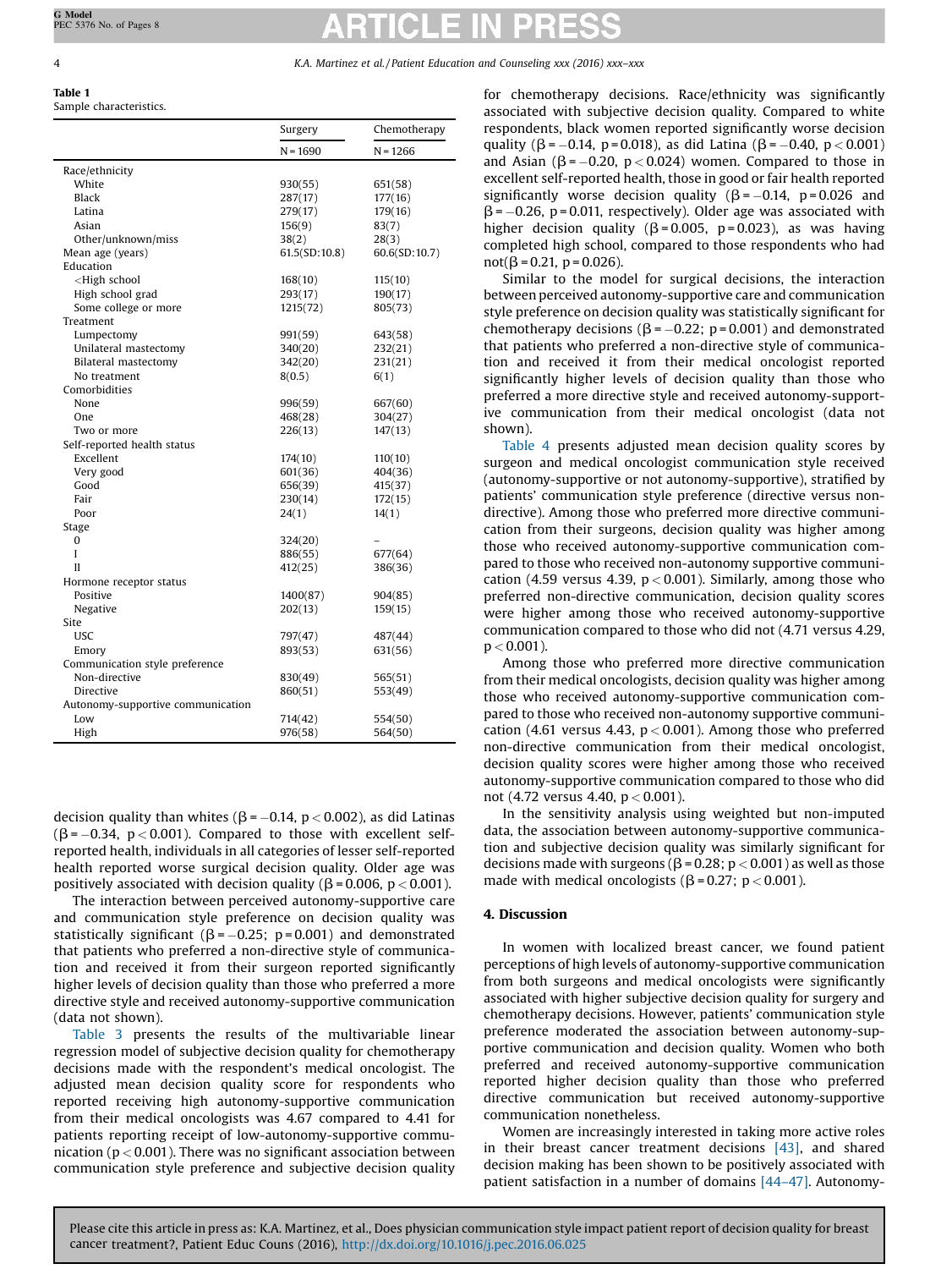**Table 1**
Sample characteristics.

| | Surgery | Chemotherapy |
|---|---|---|
| | N = 1690 | N = 1266 |
| Race/ethnicity | | |
| White | 930(55) | 651(58) |
| Black | 287(17) | 177(16) |
| Latina | 279(17) | 179(16) |
| Asian | 156(9) | 83(7) |
| Other/unknown/miss | 38(2) | 28(3) |
| Mean age (years) | 61.5(SD:10.8) | 60.6(SD:10.7) |
| Education | | |
| <High school | 168(10) | 115(10) |
| High school grad | 293(17) | 190(17) |
| Some college or more | 1215(72) | 805(73) |
| Treatment | | |
| Lumpectomy | 991(59) | 643(58) |
| Unilateral mastectomy | 340(20) | 232(21) |
| Bilateral mastectomy | 342(20) | 231(21) |
| No treatment | 8(0.5) | 6(1) |
| Comorbidities | | |
| None | 996(59) | 667(60) |
| One | 468(28) | 304(27) |
| Two or more | 226(13) | 147(13) |
| Self-reported health status | | |
| Excellent | 174(10) | 110(10) |
| Very good | 601(36) | 404(36) |
| Good | 656(39) | 415(37) |
| Fair | 230(14) | 172(15) |
| Poor | 24(1) | 14(1) |
| Stage | | |
| 0 | 324(20) | – |
| I | 886(55) | 677(64) |
| II | 412(25) | 386(36) |
| Hormone receptor status | | |
| Positive | 1400(87) | 904(85) |
| Negative | 202(13) | 159(15) |
| Site | | |
| USC | 797(47) | 487(44) |
| Emory | 893(53) | 631(56) |
| Communication style preference | | |
| Non-directive | 830(49) | 565(51) |
| Directive | 860(51) | 553(49) |
| Autonomy-supportive communication | | |
| Low | 714(42) | 554(50) |
| High | 976(58) | 564(50) |

decision quality than whites ($\beta = -0.14$, $p < 0.002$), as did Latinas ($\beta = -0.34$, $p < 0.001$). Compared to those with excellent self-reported health, individuals in all categories of lesser self-reported health reported worse surgical decision quality. Older age was positively associated with decision quality ($\beta = 0.006$, $p < 0.001$).

The interaction between perceived autonomy-supportive care and communication style preference on decision quality was statistically significant ($\beta = -0.25$; $p = 0.001$) and demonstrated that patients who preferred a non-directive style of communication and received it from their surgeon reported significantly higher levels of decision quality than those who preferred a more directive style and received autonomy-supportive communication (data not shown).

Table 3 presents the results of the multivariable linear regression model of subjective decision quality for chemotherapy decisions made with the respondent's medical oncologist. The adjusted mean decision quality score for respondents who reported receiving high autonomy-supportive communication from their medical oncologists was 4.67 compared to 4.41 for patients reporting receipt of low-autonomy-supportive communication ($p < 0.001$). There was no significant association between communication style preference and subjective decision quality for chemotherapy decisions. Race/ethnicity was significantly associated with subjective decision quality. Compared to white respondents, black women reported significantly worse decision quality ($\beta = -0.14$, $p = 0.018$), as did Latina ($\beta = -0.40$, $p < 0.001$) and Asian ($\beta = -0.20$, $p < 0.024$) women. Compared to those in excellent self-reported health, those in good or fair health reported significantly worse decision quality ($\beta = -0.14$, $p = 0.026$ and $\beta = -0.26$, $p = 0.011$, respectively). Older age was associated with higher decision quality ($\beta = 0.005$, $p = 0.023$), as was having completed high school, compared to those respondents who had not($\beta = 0.21$, $p = 0.026$).

Similar to the model for surgical decisions, the interaction between perceived autonomy-supportive care and communication style preference on decision quality was statistically significant for chemotherapy decisions ($\beta = -0.22$; $p = 0.001$) and demonstrated that patients who preferred a non-directive style of communication and received it from their medical oncologist reported significantly higher levels of decision quality than those who preferred a more directive style and received autonomy-supportive communication from their medical oncologist (data not shown).

Table 4 presents adjusted mean decision quality scores by surgeon and medical oncologist communication style received (autonomy-supportive or not autonomy-supportive), stratified by patients' communication style preference (directive versus non-directive). Among those who preferred more directive communication from their surgeons, decision quality was higher among those who received autonomy-supportive communication compared to those who received non-autonomy supportive communication (4.59 versus 4.39, $p < 0.001$). Similarly, among those who preferred non-directive communication, decision quality scores were higher among those who received autonomy-supportive communication compared to those who did not (4.71 versus 4.29, $p < 0.001$).

Among those who preferred more directive communication from their medical oncologists, decision quality was higher among those who received autonomy-supportive communication compared to those who received non-autonomy supportive communication (4.61 versus 4.43, $p < 0.001$). Among those who preferred non-directive communication from their medical oncologist, decision quality scores were higher among those who received autonomy-supportive communication compared to those who did not (4.72 versus 4.40, $p < 0.001$).

In the sensitivity analysis using weighted but non-imputed data, the association between autonomy-supportive communication and subjective decision quality was similarly significant for decisions made with surgeons ($\beta = 0.28$; $p < 0.001$) as well as those made with medical oncologists ($\beta = 0.27$; $p < 0.001$).

## 4. Discussion

In women with localized breast cancer, we found patient perceptions of high levels of autonomy-supportive communication from both surgeons and medical oncologists were significantly associated with higher subjective decision quality for surgery and chemotherapy decisions. However, patients' communication style preference moderated the association between autonomy-supportive communication and decision quality. Women who both preferred and received autonomy-supportive communication reported higher decision quality than those who preferred directive communication but received autonomy-supportive communication nonetheless.

Women are increasingly interested in taking more active roles in their breast cancer treatment decisions [43], and shared decision making has been shown to be positively associated with patient satisfaction in a number of domains [44–47]. Autonomy-

Please cite this article in press as: K.A. Martinez, et al., Does physician communication style impact patient report of decision quality for breast cancer treatment?, Patient Educ Couns (2016), http://dx.doi.org/10.1016/j.pec.2016.06.025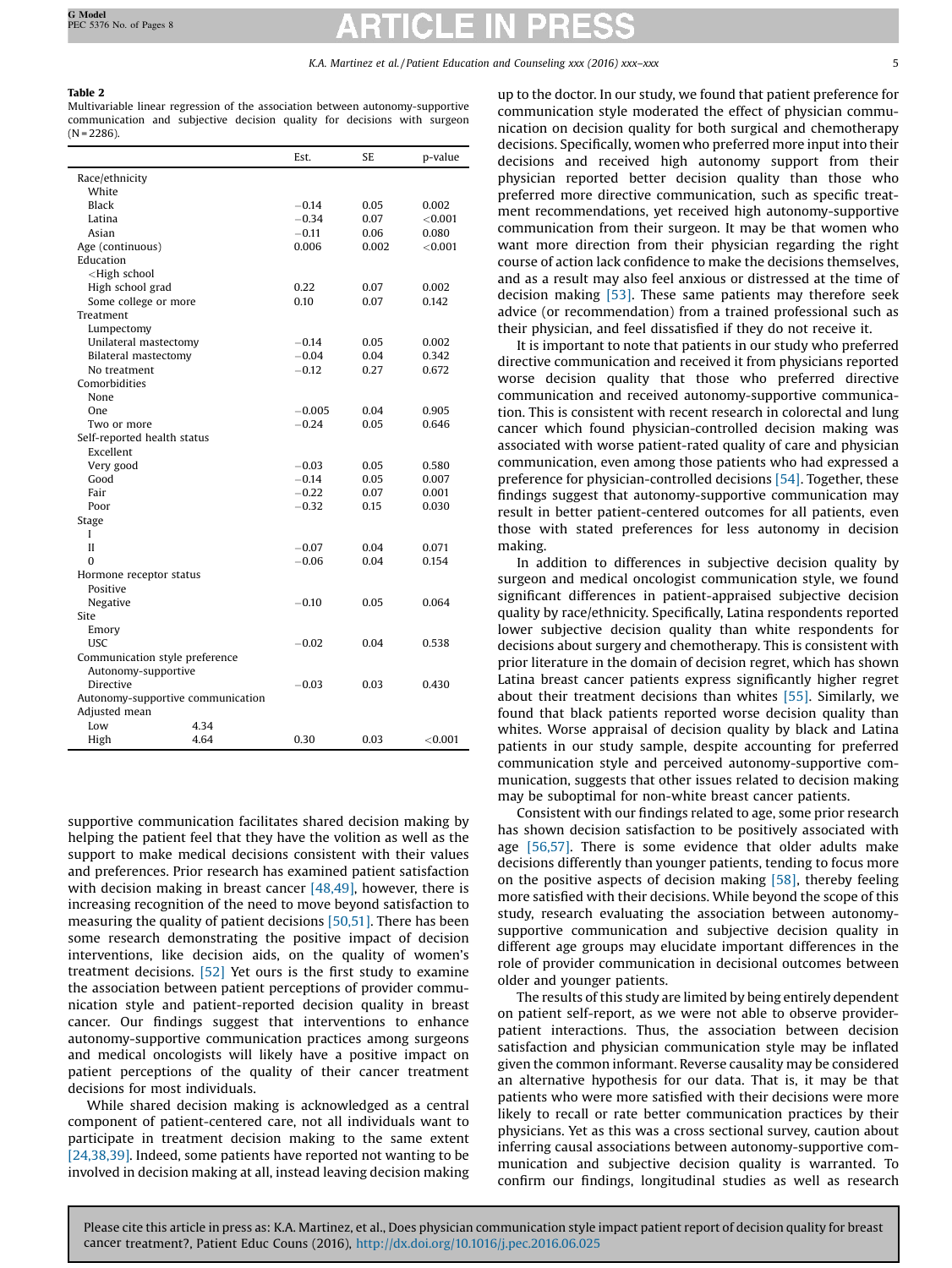**Table 2**
Multivariable linear regression of the association between autonomy-supportive communication and subjective decision quality for decisions with surgeon (N = 2286).

| | | Est. | SE | p-value |
|---|---|---|---|---|
| Race/ethnicity | | | | |
| White | | | | |
| Black | | −0.14 | 0.05 | 0.002 |
| Latina | | −0.34 | 0.07 | <0.001 |
| Asian | | −0.11 | 0.06 | 0.080 |
| Age (continuous) | | 0.006 | 0.002 | <0.001 |
| Education | | | | |
| <High school | | | | |
| High school grad | | 0.22 | 0.07 | 0.002 |
| Some college or more | | 0.10 | 0.07 | 0.142 |
| Treatment | | | | |
| Lumpectomy | | | | |
| Unilateral mastectomy | | −0.14 | 0.05 | 0.002 |
| Bilateral mastectomy | | −0.04 | 0.04 | 0.342 |
| No treatment | | −0.12 | 0.27 | 0.672 |
| Comorbidities | | | | |
| None | | | | |
| One | | −0.005 | 0.04 | 0.905 |
| Two or more | | −0.24 | 0.05 | 0.646 |
| Self-reported health status | | | | |
| Excellent | | | | |
| Very good | | −0.03 | 0.05 | 0.580 |
| Good | | −0.14 | 0.05 | 0.007 |
| Fair | | −0.22 | 0.07 | 0.001 |
| Poor | | −0.32 | 0.15 | 0.030 |
| Stage | | | | |
| I | | | | |
| II | | −0.07 | 0.04 | 0.071 |
| 0 | | −0.06 | 0.04 | 0.154 |
| Hormone receptor status | | | | |
| Positive | | | | |
| Negative | | −0.10 | 0.05 | 0.064 |
| Site | | | | |
| Emory | | | | |
| USC | | −0.02 | 0.04 | 0.538 |
| Communication style preference | | | | |
| Autonomy-supportive | | | | |
| Directive | | −0.03 | 0.03 | 0.430 |
| Autonomy-supportive communication | | | | |
| Adjusted mean | | | | |
| Low | 4.34 | | | |
| High | 4.64 | 0.30 | 0.03 | <0.001 |

supportive communication facilitates shared decision making by helping the patient feel that they have the volition as well as the support to make medical decisions consistent with their values and preferences. Prior research has examined patient satisfaction with decision making in breast cancer [48,49], however, there is increasing recognition of the need to move beyond satisfaction to measuring the quality of patient decisions [50,51]. There has been some research demonstrating the positive impact of decision interventions, like decision aids, on the quality of women's treatment decisions. [52] Yet ours is the first study to examine the association between patient perceptions of provider communication style and patient-reported decision quality in breast cancer. Our findings suggest that interventions to enhance autonomy-supportive communication practices among surgeons and medical oncologists will likely have a positive impact on patient perceptions of the quality of their cancer treatment decisions for most individuals.

While shared decision making is acknowledged as a central component of patient-centered care, not all individuals want to participate in treatment decision making to the same extent [24,38,39]. Indeed, some patients have reported not wanting to be involved in decision making at all, instead leaving decision making up to the doctor. In our study, we found that patient preference for communication style moderated the effect of physician communication on decision quality for both surgical and chemotherapy decisions. Specifically, women who preferred more input into their decisions and received high autonomy support from their physician reported better decision quality than those who preferred more directive communication, such as specific treatment recommendations, yet received high autonomy-supportive communication from their surgeon. It may be that women who want more direction from their physician regarding the right course of action lack confidence to make the decisions themselves, and as a result may also feel anxious or distressed at the time of decision making [53]. These same patients may therefore seek advice (or recommendation) from a trained professional such as their physician, and feel dissatisfied if they do not receive it.

It is important to note that patients in our study who preferred directive communication and received it from physicians reported worse decision quality that those who preferred directive communication and received autonomy-supportive communication. This is consistent with recent research in colorectal and lung cancer which found physician-controlled decision making was associated with worse patient-rated quality of care and physician communication, even among those patients who had expressed a preference for physician-controlled decisions [54]. Together, these findings suggest that autonomy-supportive communication may result in better patient-centered outcomes for all patients, even those with stated preferences for less autonomy in decision making.

In addition to differences in subjective decision quality by surgeon and medical oncologist communication style, we found significant differences in patient-appraised subjective decision quality by race/ethnicity. Specifically, Latina respondents reported lower subjective decision quality than white respondents for decisions about surgery and chemotherapy. This is consistent with prior literature in the domain of decision regret, which has shown Latina breast cancer patients express significantly higher regret about their treatment decisions than whites [55]. Similarly, we found that black patients reported worse decision quality than whites. Worse appraisal of decision quality by black and Latina patients in our study sample, despite accounting for preferred communication style and perceived autonomy-supportive communication, suggests that other issues related to decision making may be suboptimal for non-white breast cancer patients.

Consistent with our findings related to age, some prior research has shown decision satisfaction to be positively associated with age [56,57]. There is some evidence that older adults make decisions differently than younger patients, tending to focus more on the positive aspects of decision making [58], thereby feeling more satisfied with their decisions. While beyond the scope of this study, research evaluating the association between autonomy-supportive communication and subjective decision quality in different age groups may elucidate important differences in the role of provider communication in decisional outcomes between older and younger patients.

The results of this study are limited by being entirely dependent on patient self-report, as we were not able to observe provider-patient interactions. Thus, the association between decision satisfaction and physician communication style may be inflated given the common informant. Reverse causality may be considered an alternative hypothesis for our data. That is, it may be that patients who were more satisfied with their decisions were more likely to recall or rate better communication practices by their physicians. Yet as this was a cross sectional survey, caution about inferring causal associations between autonomy-supportive communication and subjective decision quality is warranted. To confirm our findings, longitudinal studies as well as research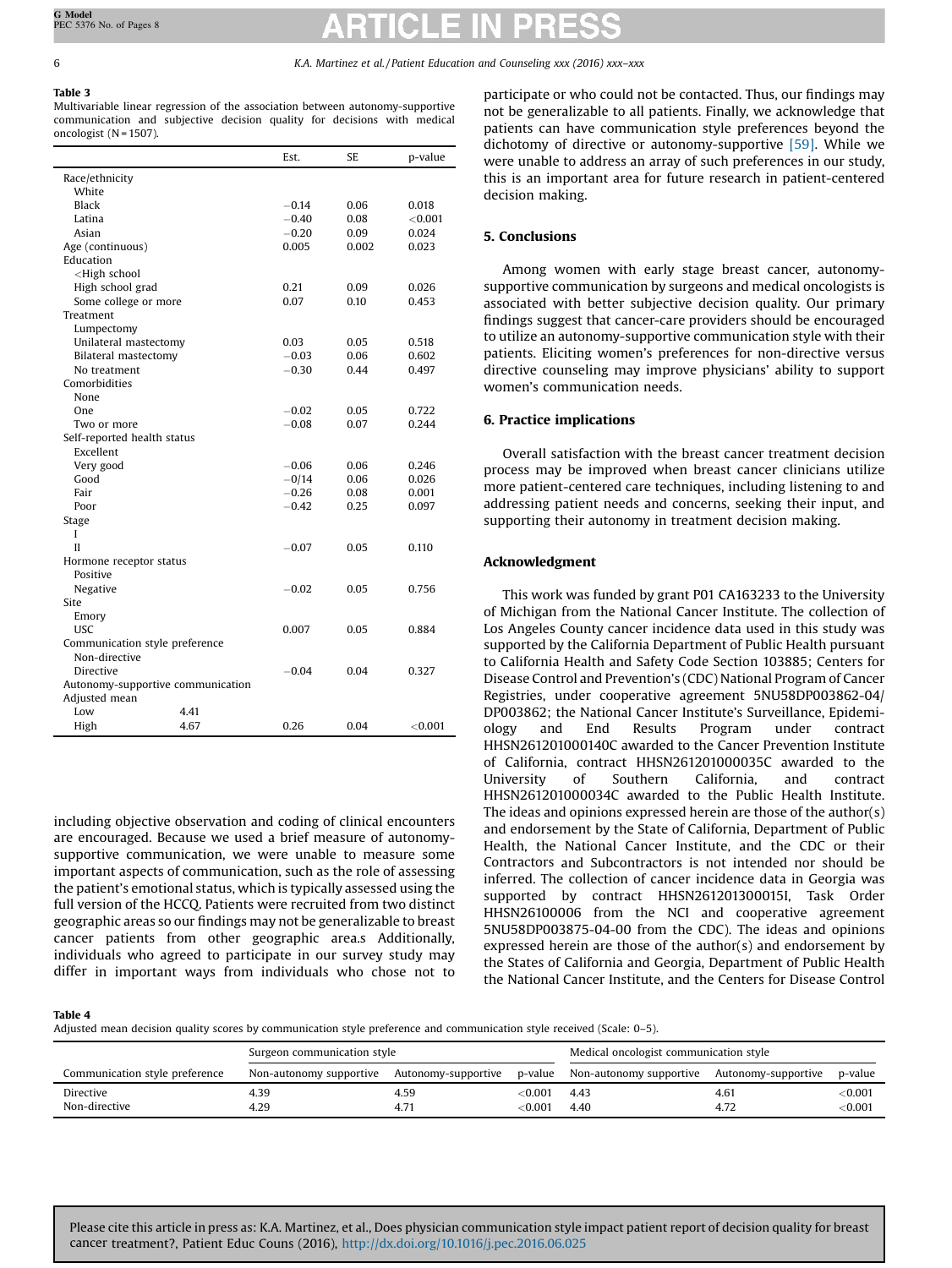**Table 3**
Multivariable linear regression of the association between autonomy-supportive communication and subjective decision quality for decisions with medical oncologist (N = 1507).

| | | Est. | SE | p-value |
|---|---|---|---|---|
| Race/ethnicity | | | | |
| White | | | | |
| Black | | −0.14 | 0.06 | 0.018 |
| Latina | | −0.40 | 0.08 | <0.001 |
| Asian | | −0.20 | 0.09 | 0.024 |
| Age (continuous) | | 0.005 | 0.002 | 0.023 |
| Education | | | | |
| <High school | | | | |
| High school grad | | 0.21 | 0.09 | 0.026 |
| Some college or more | | 0.07 | 0.10 | 0.453 |
| Treatment | | | | |
| Lumpectomy | | | | |
| Unilateral mastectomy | | 0.03 | 0.05 | 0.518 |
| Bilateral mastectomy | | −0.03 | 0.06 | 0.602 |
| No treatment | | −0.30 | 0.44 | 0.497 |
| Comorbidities | | | | |
| None | | | | |
| One | | −0.02 | 0.05 | 0.722 |
| Two or more | | −0.08 | 0.07 | 0.244 |
| Self-reported health status | | | | |
| Excellent | | | | |
| Very good | | −0.06 | 0.06 | 0.246 |
| Good | | −0/14 | 0.06 | 0.026 |
| Fair | | −0.26 | 0.08 | 0.001 |
| Poor | | −0.42 | 0.25 | 0.097 |
| Stage | | | | |
| I | | | | |
| II | | −0.07 | 0.05 | 0.110 |
| Hormone receptor status | | | | |
| Positive | | | | |
| Negative | | −0.02 | 0.05 | 0.756 |
| Site | | | | |
| Emory | | | | |
| USC | | 0.007 | 0.05 | 0.884 |
| Communication style preference | | | | |
| Non-directive | | | | |
| Directive | | −0.04 | 0.04 | 0.327 |
| Autonomy-supportive communication | | | | |
| Adjusted mean | | | | |
| Low | 4.41 | | | |
| High | 4.67 | 0.26 | 0.04 | <0.001 |

including objective observation and coding of clinical encounters are encouraged. Because we used a brief measure of autonomy-supportive communication, we were unable to measure some important aspects of communication, such as the role of assessing the patient's emotional status, which is typically assessed using the full version of the HCCQ. Patients were recruited from two distinct geographic areas so our findings may not be generalizable to breast cancer patients from other geographic area.s Additionally, individuals who agreed to participate in our survey study may differ in important ways from individuals who chose not to participate or who could not be contacted. Thus, our findings may not be generalizable to all patients. Finally, we acknowledge that patients can have communication style preferences beyond the dichotomy of directive or autonomy-supportive [59]. While we were unable to address an array of such preferences in our study, this is an important area for future research in patient-centered decision making.

## 5. Conclusions

Among women with early stage breast cancer, autonomy-supportive communication by surgeons and medical oncologists is associated with better subjective decision quality. Our primary findings suggest that cancer-care providers should be encouraged to utilize an autonomy-supportive communication style with their patients. Eliciting women's preferences for non-directive versus directive counseling may improve physicians' ability to support women's communication needs.

## 6. Practice implications

Overall satisfaction with the breast cancer treatment decision process may be improved when breast cancer clinicians utilize more patient-centered care techniques, including listening to and addressing patient needs and concerns, seeking their input, and supporting their autonomy in treatment decision making.

## Acknowledgment

This work was funded by grant P01 CA163233 to the University of Michigan from the National Cancer Institute. The collection of Los Angeles County cancer incidence data used in this study was supported by the California Department of Public Health pursuant to California Health and Safety Code Section 103885; Centers for Disease Control and Prevention's (CDC) National Program of Cancer Registries, under cooperative agreement 5NU58DP003862-04/DP003862; the National Cancer Institute's Surveillance, Epidemiology and End Results Program under contract HHSN261201000140C awarded to the Cancer Prevention Institute of California, contract HHSN261201000035C awarded to the University of Southern California, and contract HHSN261201000034C awarded to the Public Health Institute. The ideas and opinions expressed herein are those of the author(s) and endorsement by the State of California, Department of Public Health, the National Cancer Institute, and the CDC or their Contractors and Subcontractors is not intended nor should be inferred. The collection of cancer incidence data in Georgia was supported by contract HHSN261201300015I, Task Order HHSN26100006 from the NCI and cooperative agreement 5NU58DP003875-04-00 from the CDC). The ideas and opinions expressed herein are those of the author(s) and endorsement by the States of California and Georgia, Department of Public Health the National Cancer Institute, and the Centers for Disease Control

**Table 4**
Adjusted mean decision quality scores by communication style preference and communication style received (Scale: 0–5).

| | Surgeon communication style | | | Medical oncologist communication style | | |
|---|---|---|---|---|---|---|
| Communication style preference | Non-autonomy supportive | Autonomy-supportive | p-value | Non-autonomy supportive | Autonomy-supportive | p-value |
| Directive | 4.39 | 4.59 | <0.001 | 4.43 | 4.61 | <0.001 |
| Non-directive | 4.29 | 4.71 | <0.001 | 4.40 | 4.72 | <0.001 |

Please cite this article in press as: K.A. Martinez, et al., Does physician communication style impact patient report of decision quality for breast cancer treatment?, Patient Educ Couns (2016), http://dx.doi.org/10.1016/j.pec.2016.06.025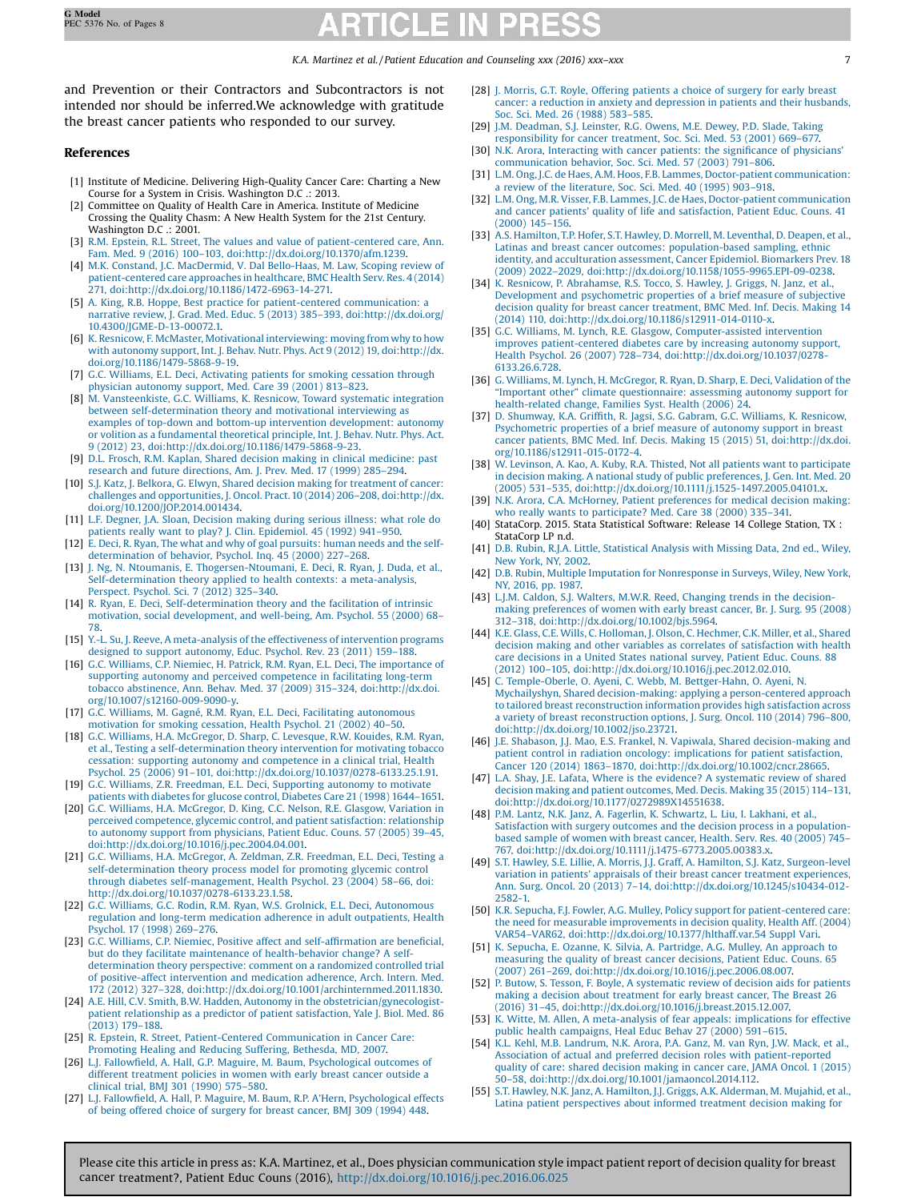and Prevention or their Contractors and Subcontractors is not intended nor should be inferred.We acknowledge with gratitude the breast cancer patients who responded to our survey.

## References

[1] Institute of Medicine. Delivering High-Quality Cancer Care: Charting a New Course for a System in Crisis. Washington D.C .: 2013.

[2] Committee on Quality of Health Care in America. Institute of Medicine Crossing the Quality Chasm: A New Health System for the 21st Century. Washington D.C .: 2001.

[3] R.M. Epstein, R.L. Street, The values and value of patient-centered care, Ann. Fam. Med. 9 (2016) 100–103, doi:http://dx.doi.org/10.1370/afm.1239.

[4] M.K. Constand, J.C. MacDermid, V. Dal Bello-Haas, M. Law, Scoping review of patient-centered care approaches in healthcare, BMC Health Serv. Res. 4 (2014) 271, doi:http://dx.doi.org/10.1186/1472-6963-14-271.

[5] A. King, R.B. Hoppe, Best practice for patient-centered communication: a narrative review, J. Grad. Med. Educ. 5 (2013) 385–393, doi:http://dx.doi.org/10.4300/JGME-D-13-00072.1.

[6] K. Resnicow, F. McMaster, Motivational interviewing: moving from why to how with autonomy support, Int. J. Behav. Nutr. Phys. Act 9 (2012) 19, doi:http://dx.doi.org/10.1186/1479-5868-9-19.

[7] G.C. Williams, E.L. Deci, Activating patients for smoking cessation through physician autonomy support, Med. Care 39 (2001) 813–823.

[8] M. Vansteenkiste, G.C. Williams, K. Resnicow, Toward systematic integration between self-determination theory and motivational interviewing as examples of top-down and bottom-up intervention development: autonomy or volition as a fundamental theoretical principle, Int. J. Behav. Nutr. Phys. Act. 9 (2012) 23, doi:http://dx.doi.org/10.1186/1479-5868-9-23.

[9] D.L. Frosch, R.M. Kaplan, Shared decision making in clinical medicine: past research and future directions, Am. J. Prev. Med. 17 (1999) 285–294.

[10] S.J. Katz, J. Belkora, G. Elwyn, Shared decision making for treatment of cancer: challenges and opportunities, J. Oncol. Pract. 10 (2014) 206–208, doi:http://dx.doi.org/10.1200/JOP.2014.001434.

[11] L.F. Degner, J.A. Sloan, Decision making during serious illness: what role do patients really want to play? J. Clin. Epidemiol. 45 (1992) 941–950.

[12] E. Deci, R. Ryan, The what and why of goal pursuits: human needs and the self-determination of behavior, Psychol. Inq. 45 (2000) 227–268.

[13] J. Ng, N. Ntoumanis, E. Thogersen-Ntoumani, E. Deci, R. Ryan, J. Duda, et al., Self-determination theory applied to health contexts: a meta-analysis, Perspect. Psychol. Sci. 7 (2012) 325–340.

[14] R. Ryan, E. Deci, Self-determination theory and the facilitation of intrinsic motivation, social development, and well-being, Am. Psychol. 55 (2000) 68–78.

[15] Y.-L. Su, J. Reeve, A meta-analysis of the effectiveness of intervention programs designed to support autonomy, Educ. Psychol. Rev. 23 (2011) 159–188.

[16] G.C. Williams, C.P. Niemiec, H. Patrick, R.M. Ryan, E.L. Deci, The importance of supporting autonomy and perceived competence in facilitating long-term tobacco abstinence, Ann. Behav. Med. 37 (2009) 315–324, doi:http://dx.doi.org/10.1007/s12160-009-9090-y.

[17] G.C. Williams, M. Gagné, R.M. Ryan, E.L. Deci, Facilitating autonomous motivation for smoking cessation, Health Psychol. 21 (2002) 40–50.

[18] G.C. Williams, H.A. McGregor, D. Sharp, C. Levesque, R.W. Kouides, R.M. Ryan, et al., Testing a self-determination theory intervention for motivating tobacco cessation: supporting autonomy and competence in a clinical trial, Health Psychol. 25 (2006) 91–101, doi:http://dx.doi.org/10.1037/0278-6133.25.1.91.

[19] G.C. Williams, Z.R. Freedman, E.L. Deci, Supporting autonomy to motivate patients with diabetes for glucose control, Diabetes Care 21 (1998) 1644–1651.

[20] G.C. Williams, H.A. McGregor, D. King, C.C. Nelson, R.E. Glasgow, Variation in perceived competence, glycemic control, and patient satisfaction: relationship to autonomy support from physicians, Patient Educ. Couns. 57 (2005) 39–45, doi:http://dx.doi.org/10.1016/j.pec.2004.04.001.

[21] G.C. Williams, H.A. McGregor, A. Zeldman, Z.R. Freedman, E.L. Deci, Testing a self-determination theory process model for promoting glycemic control through diabetes self-management, Health Psychol. 23 (2004) 58–66, doi:http://dx.doi.org/10.1037/0278-6133.23.1.58.

[22] G.C. Williams, G.C. Rodin, R.M. Ryan, W.S. Grolnick, E.L. Deci, Autonomous regulation and long-term medication adherence in adult outpatients, Health Psychol. 17 (1998) 269–276.

[23] G.C. Williams, C.P. Niemiec, Positive affect and self-affirmation are beneficial, but do they facilitate maintenance of health-behavior change? A self-determination theory perspective: comment on a randomized controlled trial of positive-affect intervention and medication adherence, Arch. Intern. Med. 172 (2012) 327–328, doi:http://dx.doi.org/10.1001/archinternmed.2011.1830.

[24] A.E. Hill, C.V. Smith, B.W. Hadden, Autonomy in the obstetrician/gynecologist-patient relationship as a predictor of patient satisfaction, Yale J. Biol. Med. 86 (2013) 179–188.

[25] R. Epstein, R. Street, Patient-Centered Communication in Cancer Care: Promoting Healing and Reducing Suffering, Bethesda, MD, 2007.

[26] L.J. Fallowfield, A. Hall, G.P. Maguire, M. Baum, Psychological outcomes of different treatment policies in women with early breast cancer outside a clinical trial, BMJ 301 (1990) 575–580.

[27] L.J. Fallowfield, A. Hall, P. Maguire, M. Baum, R.P. A'Hern, Psychological effects of being offered choice of surgery for breast cancer, BMJ 309 (1994) 448.

[28] J. Morris, G.T. Royle, Offering patients a choice of surgery for early breast cancer: a reduction in anxiety and depression in patients and their husbands, Soc. Sci. Med. 26 (1988) 583–585.

[29] J.M. Deadman, S.J. Leinster, R.G. Owens, M.E. Dewey, P.D. Slade, Taking responsibility for cancer treatment, Soc. Sci. Med. 53 (2001) 669–677.

[30] N.K. Arora, Interacting with cancer patients: the significance of physicians' communication behavior, Soc. Sci. Med. 57 (2003) 791–806.

[31] L.M. Ong, J.C. de Haes, A.M. Hoos, F.B. Lammes, Doctor-patient communication: a review of the literature, Soc. Sci. Med. 40 (1995) 903–918.

[32] L.M. Ong, M.R. Visser, F.B. Lammes, J.C. de Haes, Doctor-patient communication and cancer patients' quality of life and satisfaction, Patient Educ. Couns. 41 (2000) 145–156.

[33] A.S. Hamilton, T.P. Hofer, S.T. Hawley, D. Morrell, M. Leventhal, D. Deapen, et al., Latinas and breast cancer outcomes: population-based sampling, ethnic identity, and acculturation assessment, Cancer Epidemiol. Biomarkers Prev. 18 (2009) 2022–2029, doi:http://dx.doi.org/10.1158/1055-9965.EPI-09-0238.

[34] K. Resnicow, P. Abrahamse, R.S. Tocco, S. Hawley, J. Griggs, N. Janz, et al., Development and psychometric properties of a brief measure of subjective decision quality for breast cancer treatment, BMC Med. Inf. Decis. Making 14 (2014) 110, doi:http://dx.doi.org/10.1186/s12911-014-0110-x.

[35] G.C. Williams, M. Lynch, R.E. Glasgow, Computer-assisted intervention improves patient-centered diabetes care by increasing autonomy support, Health Psychol. 26 (2007) 728–734, doi:http://dx.doi.org/10.1037/0278-6133.26.6.728.

[36] G. Williams, M. Lynch, H. McGregor, R. Ryan, D. Sharp, E. Deci, Validation of the "Important other" climate questionnaire: assessming autonomy support for health-related change, Families Syst. Health (2006) 24.

[37] D. Shumway, K.A. Griffith, R. Jagsi, S.G. Gabram, G.C. Williams, K. Resnicow, Psychometric properties of a brief measure of autonomy support in breast cancer patients, BMC Med. Inf. Decis. Making 15 (2015) 51, doi:http://dx.doi.org/10.1186/s12911-015-0172-4.

[38] W. Levinson, A. Kao, A. Kuby, R.A. Thisted, Not all patients want to participate in decision making. A national study of public preferences, J. Gen. Int. Med. 20 (2005) 531–535, doi:http://dx.doi.org/10.1111/j.1525-1497.2005.04101.x.

[39] N.K. Arora, C.A. McHorney, Patient preferences for medical decision making: who really wants to participate? Med. Care 38 (2000) 335–341.

[40] StataCorp. 2015. Stata Statistical Software: Release 14 College Station, TX : StataCorp LP n.d.

[41] D.B. Rubin, R.J.A. Little, Statistical Analysis with Missing Data, 2nd ed., Wiley, New York, NY, 2002.

[42] D.B. Rubin, Multiple Imputation for Nonresponse in Surveys, Wiley, New York, NY, 2016, pp. 1987.

[43] L.J.M. Caldon, S.J. Walters, M.W.R. Reed, Changing trends in the decision-making preferences of women with early breast cancer, Br. J. Surg. 95 (2008) 312–318, doi:http://dx.doi.org/10.1002/bjs.5964.

[44] K.E. Glass, C.E. Wills, C. Holloman, J. Olson, C. Hechmer, C.K. Miller, et al., Shared decision making and other variables as correlates of satisfaction with health care decisions in a United States national survey, Patient Educ. Couns. 88 (2012) 100–105, doi:http://dx.doi.org/10.1016/j.pec.2012.02.010.

[45] C. Temple-Oberle, O. Ayeni, C. Webb, M. Bettger-Hahn, O. Ayeni, N. Mychailyshyn, Shared decision-making: applying a person-centered approach to tailored breast reconstruction information provides high satisfaction across a variety of breast reconstruction options, J. Surg. Oncol. 110 (2014) 796–800, doi:http://dx.doi.org/10.1002/jso.23721.

[46] J.E. Shabason, J.J. Mao, E.S. Frankel, N. Vapiwala, Shared decision-making and patient control in radiation oncology: implications for patient satisfaction, Cancer 120 (2014) 1863–1870, doi:http://dx.doi.org/10.1002/cncr.28665.

[47] L.A. Shay, J.E. Lafata, Where is the evidence? A systematic review of shared decision making and patient outcomes, Med. Decis. Making 35 (2015) 114–131, doi:http://dx.doi.org/10.1177/0272989X14551638.

[48] P.M. Lantz, N.K. Janz, A. Fagerlin, K. Schwartz, L. Liu, I. Lakhani, et al., Satisfaction with surgery outcomes and the decision process in a population-based sample of women with breast cancer, Health. Serv. Res. 40 (2005) 745–767, doi:http://dx.doi.org/10.1111/j.1475-6773.2005.00383.x.

[49] S.T. Hawley, E.E. Lillie, A. Morris, J.J. Graff, A. Hamilton, S.J. Katz, Surgeon-level variation in patients' appraisals of their breast cancer treatment experiences, Ann. Surg. Oncol. 20 (2013) 7–14, doi:http://dx.doi.org/10.1245/s10434-012-2582-1.

[50] K.R. Sepucha, F.J. Fowler, A.G. Mulley, Policy support for patient-centered care: the need for measurable improvements in decision quality, Health Aff. (2004) VAR54–VAR62, doi:http://dx.doi.org/10.1377/hlthaff.var.54 Suppl Vari.

[51] K. Sepucha, E. Ozanne, K. Silvia, A. Partridge, A.G. Mulley, An approach to measuring the quality of breast cancer decisions, Patient Educ. Couns. 65 (2007) 261–269, doi:http://dx.doi.org/10.1016/j.pec.2006.08.007.

[52] P. Butow, S. Tesson, F. Boyle, A systematic review of decision aids for patients making a decision about treatment for early breast cancer, The Breast 26 (2016) 31–45, doi:http://dx.doi.org/10.1016/j.breast.2015.12.007.

[53] K. Witte, M. Allen, A meta-analysis of fear appeals: implications for effective public health campaigns, Heal Educ Behav 27 (2000) 591–615.

[54] K.L. Kehl, M.B. Landrum, N.K. Arora, P.A. Ganz, M. van Ryn, J.W. Mack, et al., Association of actual and preferred decision roles with patient-reported quality of care: shared decision making in cancer care, JAMA Oncol. 1 (2015) 50–58, doi:http://dx.doi.org/10.1001/jamaoncol.2014.112.

[55] S.T. Hawley, N.K. Janz, A. Hamilton, J.J. Griggs, A.K. Alderman, M. Mujahid, et al., Latina patient perspectives about informed treatment decision making for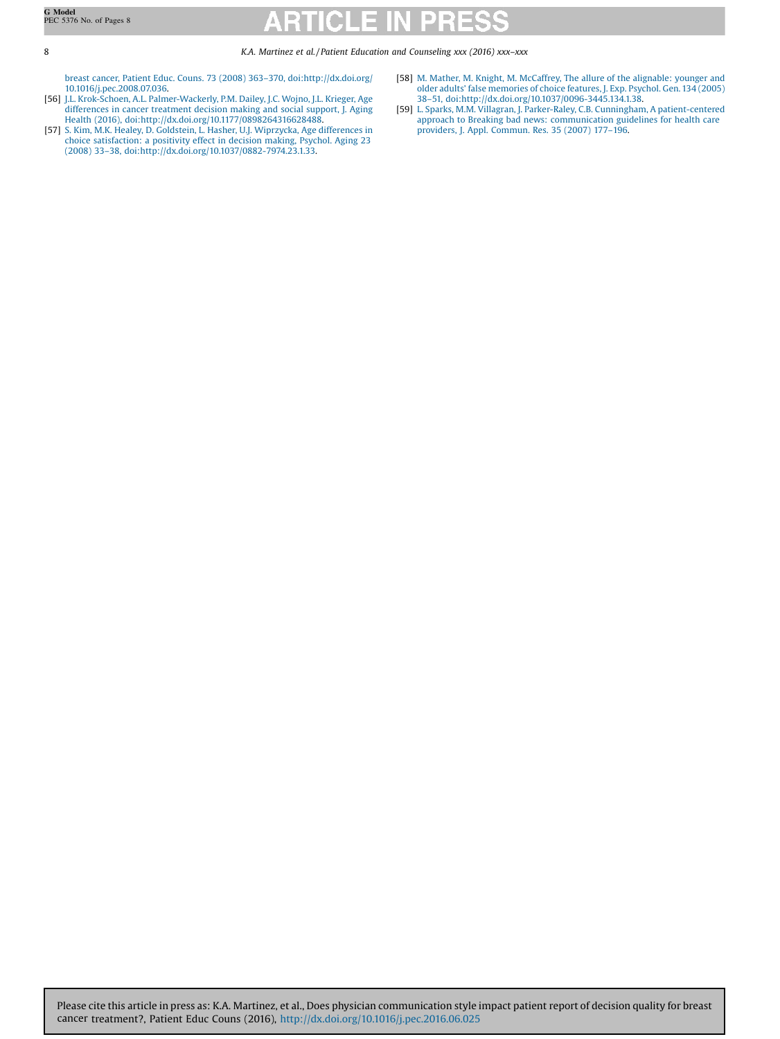breast cancer, Patient Educ. Couns. 73 (2008) 363–370, doi:http://dx.doi.org/10.1016/j.pec.2008.07.036.

[56] J.L. Krok-Schoen, A.L. Palmer-Wackerly, P.M. Dailey, J.C. Wojno, J.L. Krieger, Age differences in cancer treatment decision making and social support, J. Aging Health (2016), doi:http://dx.doi.org/10.1177/0898264316628488.

[57] S. Kim, M.K. Healey, D. Goldstein, L. Hasher, U.J. Wiprzycka, Age differences in choice satisfaction: a positivity effect in decision making, Psychol. Aging 23 (2008) 33–38, doi:http://dx.doi.org/10.1037/0882-7974.23.1.33.

[58] M. Mather, M. Knight, M. McCaffrey, The allure of the alignable: younger and older adults' false memories of choice features, J. Exp. Psychol. Gen. 134 (2005) 38–51, doi:http://dx.doi.org/10.1037/0096-3445.134.1.38.

[59] L. Sparks, M.M. Villagran, J. Parker-Raley, C.B. Cunningham, A patient-centered approach to Breaking bad news: communication guidelines for health care providers, J. Appl. Commun. Res. 35 (2007) 177–196.

Please cite this article in press as: K.A. Martinez, et al., Does physician communication style impact patient report of decision quality for breast cancer treatment?, Patient Educ Couns (2016), http://dx.doi.org/10.1016/j.pec.2016.06.025